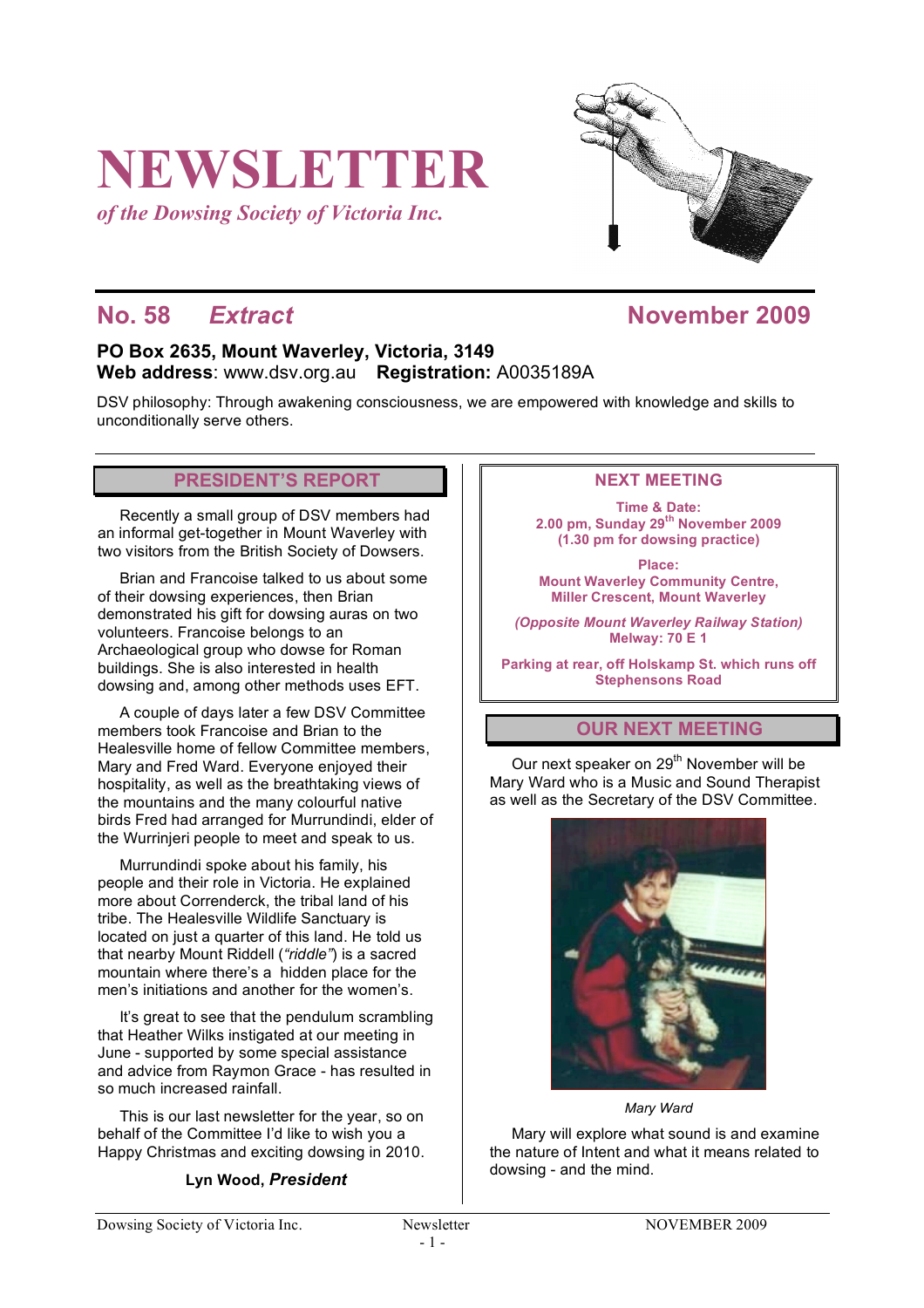# NEWSLETTER

*of the Dowsing Society of Victoria Inc.*

## No. 58 *Extract* November 2009

**PO Box 2635, Mount Waverley, Victoria, 3149**
**Web address**: www.dsv.org.au **Registration:** A0035189A

DSV philosophy: Through awakening consciousness, we are empowered with knowledge and skills to unconditionally serve others.

## PRESIDENT'S REPORT

Recently a small group of DSV members had an informal get-together in Mount Waverley with two visitors from the British Society of Dowsers.

Brian and Francoise talked to us about some of their dowsing experiences, then Brian demonstrated his gift for dowsing auras on two volunteers. Francoise belongs to an Archaeological group who dowse for Roman buildings. She is also interested in health dowsing and, among other methods uses EFT.

A couple of days later a few DSV Committee members took Francoise and Brian to the Healesville home of fellow Committee members, Mary and Fred Ward. Everyone enjoyed their hospitality, as well as the breathtaking views of the mountains and the many colourful native birds Fred had arranged for Murrundindi, elder of the Wurrinjeri people to meet and speak to us.

Murrundindi spoke about his family, his people and their role in Victoria. He explained more about Correnderck, the tribal land of his tribe. The Healesville Wildlife Sanctuary is located on just a quarter of this land. He told us that nearby Mount Riddell (*"riddle"*) is a sacred mountain where there's a hidden place for the men's initiations and another for the women's.

It's great to see that the pendulum scrambling that Heather Wilks instigated at our meeting in June - supported by some special assistance and advice from Raymon Grace - has resulted in so much increased rainfall.

This is our last newsletter for the year, so on behalf of the Committee I'd like to wish you a Happy Christmas and exciting dowsing in 2010.

**Lyn Wood, *President***

## NEXT MEETING

**Time & Date:**
**2.00 pm, Sunday 29th November 2009**
**(1.30 pm for dowsing practice)**

**Place:**
**Mount Waverley Community Centre,**
**Miller Crescent, Mount Waverley**

***(Opposite Mount Waverley Railway Station)***
**Melway: 70 E 1**

**Parking at rear, off Holskamp St. which runs off Stephensons Road**

## OUR NEXT MEETING

Our next speaker on 29th November will be Mary Ward who is a Music and Sound Therapist as well as the Secretary of the DSV Committee.

*Mary Ward*

Mary will explore what sound is and examine the nature of Intent and what it means related to dowsing - and the mind.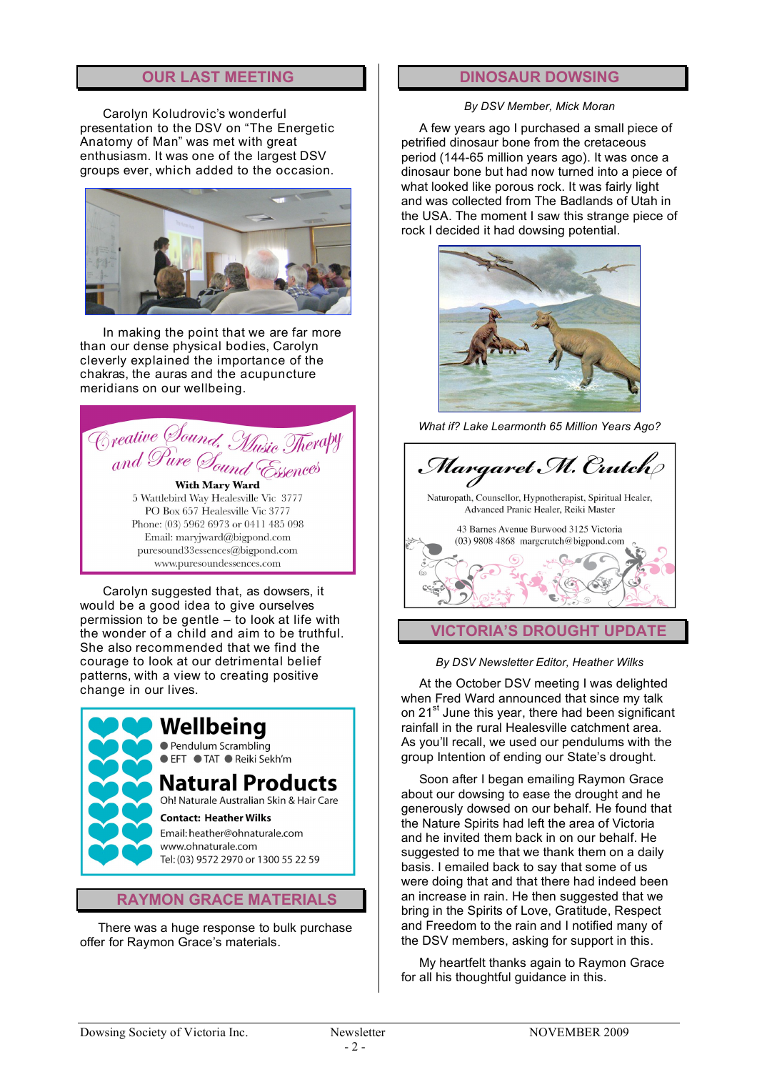## OUR LAST MEETING

Carolyn Koludrovic's wonderful presentation to the DSV on "The Energetic Anatomy of Man" was met with great enthusiasm. It was one of the largest DSV groups ever, which added to the occasion.

In making the point that we are far more than our dense physical bodies, Carolyn cleverly explained the importance of the chakras, the auras and the acupuncture meridians on our wellbeing.

**Creative Sound, Music Therapy and Pure Sound Essences**

**With Mary Ward**

5 Wattlebird Way Healesville Vic 3777
PO Box 657 Healesville Vic 3777
Phone: (03) 5962 6973 or 0411 485 098
Email: maryjward@bigpond.com
puresound33essences@bigpond.com
www.puresoundessences.com

Carolyn suggested that, as dowsers, it would be a good idea to give ourselves permission to be gentle – to look at life with the wonder of a child and aim to be truthful. She also recommended that we find the courage to look at our detrimental belief patterns, with a view to creating positive change in our lives.

**Wellbeing**

- Pendulum Scrambling
- EFT
- TAT
- Reiki Sekh'm

**Natural Products**

Oh! Naturale Australian Skin & Hair Care

**Contact: Heather Wilks**

Email: heather@ohnaturale.com
www.ohnaturale.com
Tel: (03) 9572 2970 or 1300 55 22 59

## RAYMON GRACE MATERIALS

There was a huge response to bulk purchase offer for Raymon Grace's materials.

## DINOSAUR DOWSING

*By DSV Member, Mick Moran*

A few years ago I purchased a small piece of petrified dinosaur bone from the cretaceous period (144-65 million years ago). It was once a dinosaur bone but had now turned into a piece of what looked like porous rock. It was fairly light and was collected from The Badlands of Utah in the USA. The moment I saw this strange piece of rock I decided it had dowsing potential.

*What if? Lake Learmonth 65 Million Years Ago?*

**Margaret M. Crutch**

Naturopath, Counsellor, Hypnotherapist, Spiritual Healer, Advanced Pranic Healer, Reiki Master

43 Barnes Avenue Burwood 3125 Victoria
(03) 9808 4868 margcrutch@bigpond.com

## VICTORIA'S DROUGHT UPDATE

*By DSV Newsletter Editor, Heather Wilks*

At the October DSV meeting I was delighted when Fred Ward announced that since my talk on 21st June this year, there had been significant rainfall in the rural Healesville catchment area. As you'll recall, we used our pendulums with the group Intention of ending our State's drought.

Soon after I began emailing Raymon Grace about our dowsing to ease the drought and he generously dowsed on our behalf. He found that the Nature Spirits had left the area of Victoria and he invited them back in on our behalf. He suggested to me that we thank them on a daily basis. I emailed back to say that some of us were doing that and that there had indeed been an increase in rain. He then suggested that we bring in the Spirits of Love, Gratitude, Respect and Freedom to the rain and I notified many of the DSV members, asking for support in this.

My heartfelt thanks again to Raymon Grace for all his thoughtful guidance in this.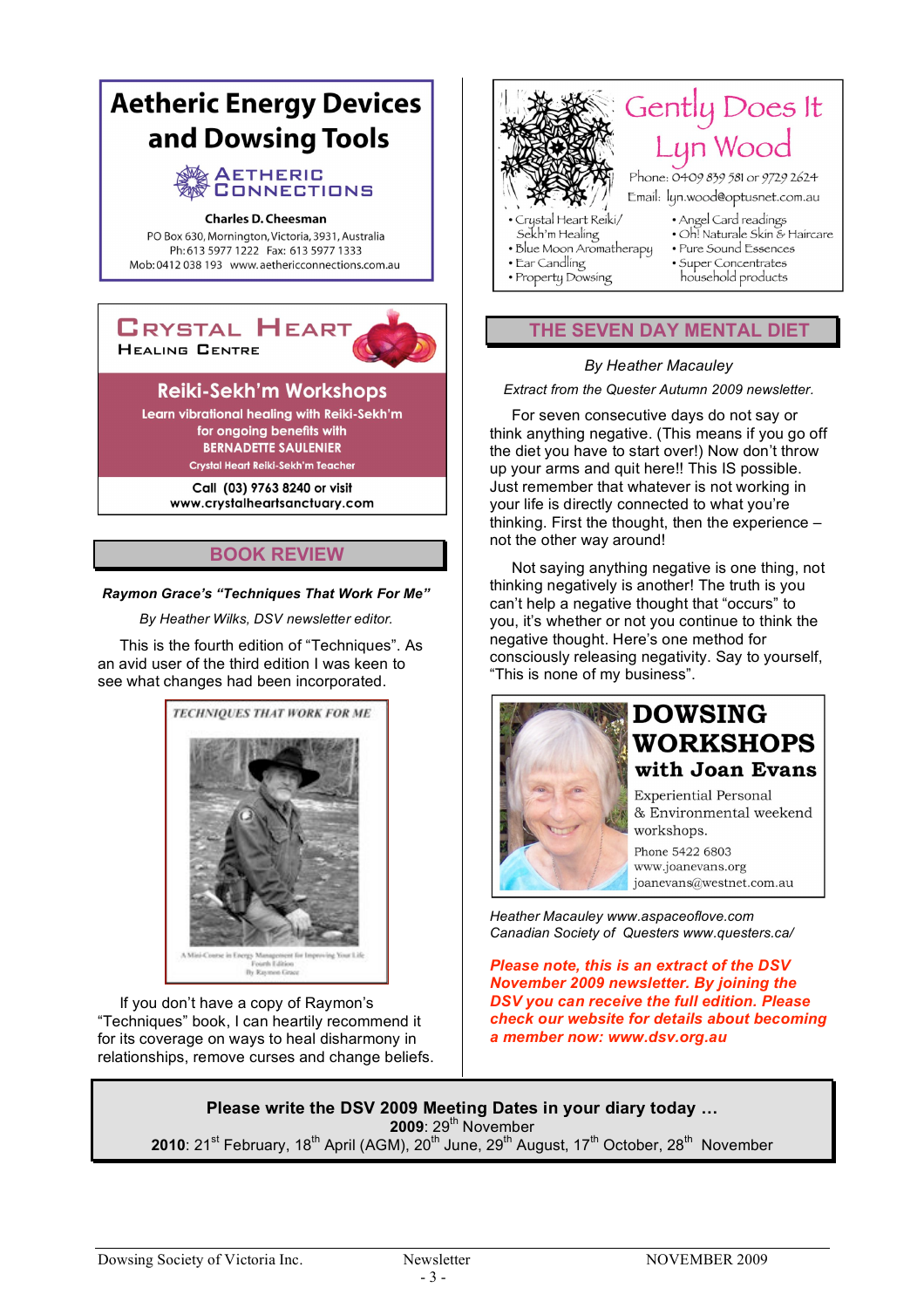**Aetheric Energy Devices and Dowsing Tools**

AETHERIC CONNECTIONS

**Charles D. Cheesman**

PO Box 630, Mornington, Victoria, 3931, Australia
Ph: 613 5977 1222 Fax: 613 5977 1333
Mob: 0412 038 193 www.aethericconnections.com.au

**CRYSTAL HEART**
**HEALING CENTRE**

**Reiki-Sekh'm Workshops**

**Learn vibrational healing with Reiki-Sekh'm for ongoing benefits with BERNADETTE SAULENIER**
**Crystal Heart Reiki-Sekh'm Teacher**

**Call (03) 9763 8240 or visit www.crystalheartsanctuary.com**

## BOOK REVIEW

***Raymond Grace's "Techniques That Work For Me"***

*By Heather Wilks, DSV newsletter editor.*

This is the fourth edition of "Techniques". As an avid user of the third edition I was keen to see what changes had been incorporated.

TECHNIQUES THAT WORK FOR ME

A Mini-Course in Energy Management for Improving Your Life
Fourth Edition
By Raymond Grace

If you don't have a copy of Raymon's "Techniques" book, I can heartily recommend it for its coverage on ways to heal disharmony in relationships, remove curses and change beliefs.

Gently Does It
Lyn Wood

Phone: 0409 839 581 or 9729 2624
Email: lyn.wood@optusnet.com.au

- Crystal Heart Reiki/ Sekh'm Healing
- Blue Moon Aromatherapy
- Ear Candling
- Property Dowsing
- Angel Card readings
- Oh! Naturale Skin & Haircare
- Pure Sound Essences
- Super Concentrates household products

## THE SEVEN DAY MENTAL DIET

*By Heather Macauley*

*Extract from the Quester Autumn 2009 newsletter.*

For seven consecutive days do not say or think anything negative. (This means if you go off the diet you have to start over!) Now don't throw up your arms and quit here!! This IS possible. Just remember that whatever is not working in your life is directly connected to what you're thinking. First the thought, then the experience – not the other way around!

Not saying anything negative is one thing, not thinking negatively is another! The truth is you can't help a negative thought that "occurs" to you, it's whether or not you continue to think the negative thought. Here's one method for consciously releasing negativity. Say to yourself, "This is none of my business".

**DOWSING WORKSHOPS with Joan Evans**

Experiential Personal & Environmental weekend workshops.

Phone 5422 6803
www.joanevans.org
joanevans@westnet.com.au

*Heather Macauley www.aspaceoflove.com*
*Canadian Society of Questers www.questers.ca/*

***Please note, this is an extract of the DSV November 2009 newsletter. By joining the DSV you can receive the full edition. Please check our website for details about becoming a member now: www.dsv.org.au***

**Please write the DSV 2009 Meeting Dates in your diary today …**
**2009**: 29th November
**2010**: 21st February, 18th April (AGM), 20th June, 29th August, 17th October, 28th November